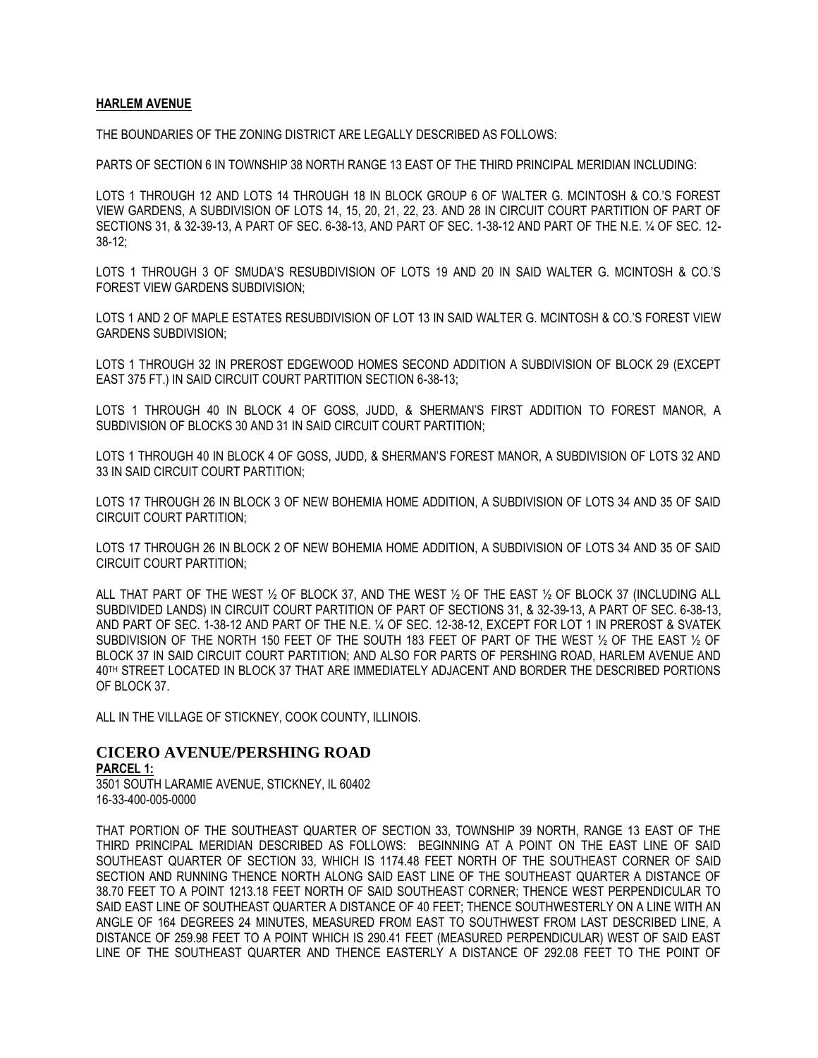**HARLEM AVENUE**

THE BOUNDARIES OF THE ZONING DISTRICT ARE LEGALLY DESCRIBED AS FOLLOWS:

PARTS OF SECTION 6 IN TOWNSHIP 38 NORTH RANGE 13 EAST OF THE THIRD PRINCIPAL MERIDIAN INCLUDING:

LOTS 1 THROUGH 12 AND LOTS 14 THROUGH 18 IN BLOCK GROUP 6 OF WALTER G. MCINTOSH & CO.'S FOREST VIEW GARDENS, A SUBDIVISION OF LOTS 14, 15, 20, 21, 22, 23. AND 28 IN CIRCUIT COURT PARTITION OF PART OF SECTIONS 31, & 32-39-13, A PART OF SEC. 6-38-13, AND PART OF SEC. 1-38-12 AND PART OF THE N.E. ¼ OF SEC. 12-38-12;

LOTS 1 THROUGH 3 OF SMUDA'S RESUBDIVISION OF LOTS 19 AND 20 IN SAID WALTER G. MCINTOSH & CO.'S FOREST VIEW GARDENS SUBDIVISION;

LOTS 1 AND 2 OF MAPLE ESTATES RESUBDIVISION OF LOT 13 IN SAID WALTER G. MCINTOSH & CO.'S FOREST VIEW GARDENS SUBDIVISION;

LOTS 1 THROUGH 32 IN PREROST EDGEWOOD HOMES SECOND ADDITION A SUBDIVISION OF BLOCK 29 (EXCEPT EAST 375 FT.) IN SAID CIRCUIT COURT PARTITION SECTION 6-38-13;

LOTS 1 THROUGH 40 IN BLOCK 4 OF GOSS, JUDD, & SHERMAN'S FIRST ADDITION TO FOREST MANOR, A SUBDIVISION OF BLOCKS 30 AND 31 IN SAID CIRCUIT COURT PARTITION;

LOTS 1 THROUGH 40 IN BLOCK 4 OF GOSS, JUDD, & SHERMAN'S FOREST MANOR, A SUBDIVISION OF LOTS 32 AND 33 IN SAID CIRCUIT COURT PARTITION;

LOTS 17 THROUGH 26 IN BLOCK 3 OF NEW BOHEMIA HOME ADDITION, A SUBDIVISION OF LOTS 34 AND 35 OF SAID CIRCUIT COURT PARTITION;

LOTS 17 THROUGH 26 IN BLOCK 2 OF NEW BOHEMIA HOME ADDITION, A SUBDIVISION OF LOTS 34 AND 35 OF SAID CIRCUIT COURT PARTITION;

ALL THAT PART OF THE WEST ½ OF BLOCK 37, AND THE WEST ½ OF THE EAST ½ OF BLOCK 37 (INCLUDING ALL SUBDIVIDED LANDS) IN CIRCUIT COURT PARTITION OF PART OF SECTIONS 31, & 32-39-13, A PART OF SEC. 6-38-13, AND PART OF SEC. 1-38-12 AND PART OF THE N.E. ¼ OF SEC. 12-38-12, EXCEPT FOR LOT 1 IN PREROST & SVATEK SUBDIVISION OF THE NORTH 150 FEET OF THE SOUTH 183 FEET OF PART OF THE WEST ½ OF THE EAST ½ OF BLOCK 37 IN SAID CIRCUIT COURT PARTITION; AND ALSO FOR PARTS OF PERSHING ROAD, HARLEM AVENUE AND 40TH STREET LOCATED IN BLOCK 37 THAT ARE IMMEDIATELY ADJACENT AND BORDER THE DESCRIBED PORTIONS OF BLOCK 37.

ALL IN THE VILLAGE OF STICKNEY, COOK COUNTY, ILLINOIS.

## CICERO AVENUE/PERSHING ROAD

**PARCEL 1:**

3501 SOUTH LARAMIE AVENUE, STICKNEY, IL 60402
16-33-400-005-0000

THAT PORTION OF THE SOUTHEAST QUARTER OF SECTION 33, TOWNSHIP 39 NORTH, RANGE 13 EAST OF THE THIRD PRINCIPAL MERIDIAN DESCRIBED AS FOLLOWS: BEGINNING AT A POINT ON THE EAST LINE OF SAID SOUTHEAST QUARTER OF SECTION 33, WHICH IS 1174.48 FEET NORTH OF THE SOUTHEAST CORNER OF SAID SECTION AND RUNNING THENCE NORTH ALONG SAID EAST LINE OF THE SOUTHEAST QUARTER A DISTANCE OF 38.70 FEET TO A POINT 1213.18 FEET NORTH OF SAID SOUTHEAST CORNER; THENCE WEST PERPENDICULAR TO SAID EAST LINE OF SOUTHEAST QUARTER A DISTANCE OF 40 FEET; THENCE SOUTHWESTERLY ON A LINE WITH AN ANGLE OF 164 DEGREES 24 MINUTES, MEASURED FROM EAST TO SOUTHWEST FROM LAST DESCRIBED LINE, A DISTANCE OF 259.98 FEET TO A POINT WHICH IS 290.41 FEET (MEASURED PERPENDICULAR) WEST OF SAID EAST LINE OF THE SOUTHEAST QUARTER AND THENCE EASTERLY A DISTANCE OF 292.08 FEET TO THE POINT OF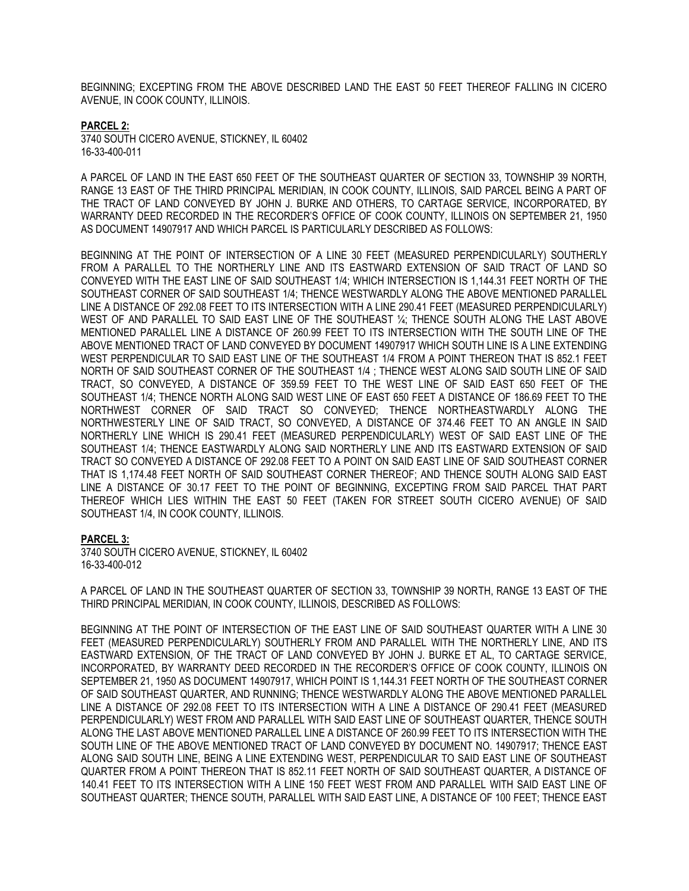BEGINNING; EXCEPTING FROM THE ABOVE DESCRIBED LAND THE EAST 50 FEET THEREOF FALLING IN CICERO AVENUE, IN COOK COUNTY, ILLINOIS.

**PARCEL 2:**

3740 SOUTH CICERO AVENUE, STICKNEY, IL 60402
16-33-400-011

A PARCEL OF LAND IN THE EAST 650 FEET OF THE SOUTHEAST QUARTER OF SECTION 33, TOWNSHIP 39 NORTH, RANGE 13 EAST OF THE THIRD PRINCIPAL MERIDIAN, IN COOK COUNTY, ILLINOIS, SAID PARCEL BEING A PART OF THE TRACT OF LAND CONVEYED BY JOHN J. BURKE AND OTHERS, TO CARTAGE SERVICE, INCORPORATED, BY WARRANTY DEED RECORDED IN THE RECORDER'S OFFICE OF COOK COUNTY, ILLINOIS ON SEPTEMBER 21, 1950 AS DOCUMENT 14907917 AND WHICH PARCEL IS PARTICULARLY DESCRIBED AS FOLLOWS:

BEGINNING AT THE POINT OF INTERSECTION OF A LINE 30 FEET (MEASURED PERPENDICULARLY) SOUTHERLY FROM A PARALLEL TO THE NORTHERLY LINE AND ITS EASTWARD EXTENSION OF SAID TRACT OF LAND SO CONVEYED WITH THE EAST LINE OF SAID SOUTHEAST 1/4; WHICH INTERSECTION IS 1,144.31 FEET NORTH OF THE SOUTHEAST CORNER OF SAID SOUTHEAST 1/4; THENCE WESTWARDLY ALONG THE ABOVE MENTIONED PARALLEL LINE A DISTANCE OF 292.08 FEET TO ITS INTERSECTION WITH A LINE 290.41 FEET (MEASURED PERPENDICULARLY) WEST OF AND PARALLEL TO SAID EAST LINE OF THE SOUTHEAST ¼; THENCE SOUTH ALONG THE LAST ABOVE MENTIONED PARALLEL LINE A DISTANCE OF 260.99 FEET TO ITS INTERSECTION WITH THE SOUTH LINE OF THE ABOVE MENTIONED TRACT OF LAND CONVEYED BY DOCUMENT 14907917 WHICH SOUTH LINE IS A LINE EXTENDING WEST PERPENDICULAR TO SAID EAST LINE OF THE SOUTHEAST 1/4 FROM A POINT THEREON THAT IS 852.1 FEET NORTH OF SAID SOUTHEAST CORNER OF THE SOUTHEAST 1/4 ; THENCE WEST ALONG SAID SOUTH LINE OF SAID TRACT, SO CONVEYED, A DISTANCE OF 359.59 FEET TO THE WEST LINE OF SAID EAST 650 FEET OF THE SOUTHEAST 1/4; THENCE NORTH ALONG SAID WEST LINE OF EAST 650 FEET A DISTANCE OF 186.69 FEET TO THE NORTHWEST CORNER OF SAID TRACT SO CONVEYED; THENCE NORTHEASTWARDLY ALONG THE NORTHWESTERLY LINE OF SAID TRACT, SO CONVEYED, A DISTANCE OF 374.46 FEET TO AN ANGLE IN SAID NORTHERLY LINE WHICH IS 290.41 FEET (MEASURED PERPENDICULARLY) WEST OF SAID EAST LINE OF THE SOUTHEAST 1/4; THENCE EASTWARDLY ALONG SAID NORTHERLY LINE AND ITS EASTWARD EXTENSION OF SAID TRACT SO CONVEYED A DISTANCE OF 292.08 FEET TO A POINT ON SAID EAST LINE OF SAID SOUTHEAST CORNER THAT IS 1,174.48 FEET NORTH OF SAID SOUTHEAST CORNER THEREOF; AND THENCE SOUTH ALONG SAID EAST LINE A DISTANCE OF 30.17 FEET TO THE POINT OF BEGINNING, EXCEPTING FROM SAID PARCEL THAT PART THEREOF WHICH LIES WITHIN THE EAST 50 FEET (TAKEN FOR STREET SOUTH CICERO AVENUE) OF SAID SOUTHEAST 1/4, IN COOK COUNTY, ILLINOIS.

**PARCEL 3:**

3740 SOUTH CICERO AVENUE, STICKNEY, IL 60402
16-33-400-012

A PARCEL OF LAND IN THE SOUTHEAST QUARTER OF SECTION 33, TOWNSHIP 39 NORTH, RANGE 13 EAST OF THE THIRD PRINCIPAL MERIDIAN, IN COOK COUNTY, ILLINOIS, DESCRIBED AS FOLLOWS:

BEGINNING AT THE POINT OF INTERSECTION OF THE EAST LINE OF SAID SOUTHEAST QUARTER WITH A LINE 30 FEET (MEASURED PERPENDICULARLY) SOUTHERLY FROM AND PARALLEL WITH THE NORTHERLY LINE, AND ITS EASTWARD EXTENSION, OF THE TRACT OF LAND CONVEYED BY JOHN J. BURKE ET AL, TO CARTAGE SERVICE, INCORPORATED, BY WARRANTY DEED RECORDED IN THE RECORDER'S OFFICE OF COOK COUNTY, ILLINOIS ON SEPTEMBER 21, 1950 AS DOCUMENT 14907917, WHICH POINT IS 1,144.31 FEET NORTH OF THE SOUTHEAST CORNER OF SAID SOUTHEAST QUARTER, AND RUNNING; THENCE WESTWARDLY ALONG THE ABOVE MENTIONED PARALLEL LINE A DISTANCE OF 292.08 FEET TO ITS INTERSECTION WITH A LINE A DISTANCE OF 290.41 FEET (MEASURED PERPENDICULARLY) WEST FROM AND PARALLEL WITH SAID EAST LINE OF SOUTHEAST QUARTER, THENCE SOUTH ALONG THE LAST ABOVE MENTIONED PARALLEL LINE A DISTANCE OF 260.99 FEET TO ITS INTERSECTION WITH THE SOUTH LINE OF THE ABOVE MENTIONED TRACT OF LAND CONVEYED BY DOCUMENT NO. 14907917; THENCE EAST ALONG SAID SOUTH LINE, BEING A LINE EXTENDING WEST, PERPENDICULAR TO SAID EAST LINE OF SOUTHEAST QUARTER FROM A POINT THEREON THAT IS 852.11 FEET NORTH OF SAID SOUTHEAST QUARTER, A DISTANCE OF 140.41 FEET TO ITS INTERSECTION WITH A LINE 150 FEET WEST FROM AND PARALLEL WITH SAID EAST LINE OF SOUTHEAST QUARTER; THENCE SOUTH, PARALLEL WITH SAID EAST LINE, A DISTANCE OF 100 FEET; THENCE EAST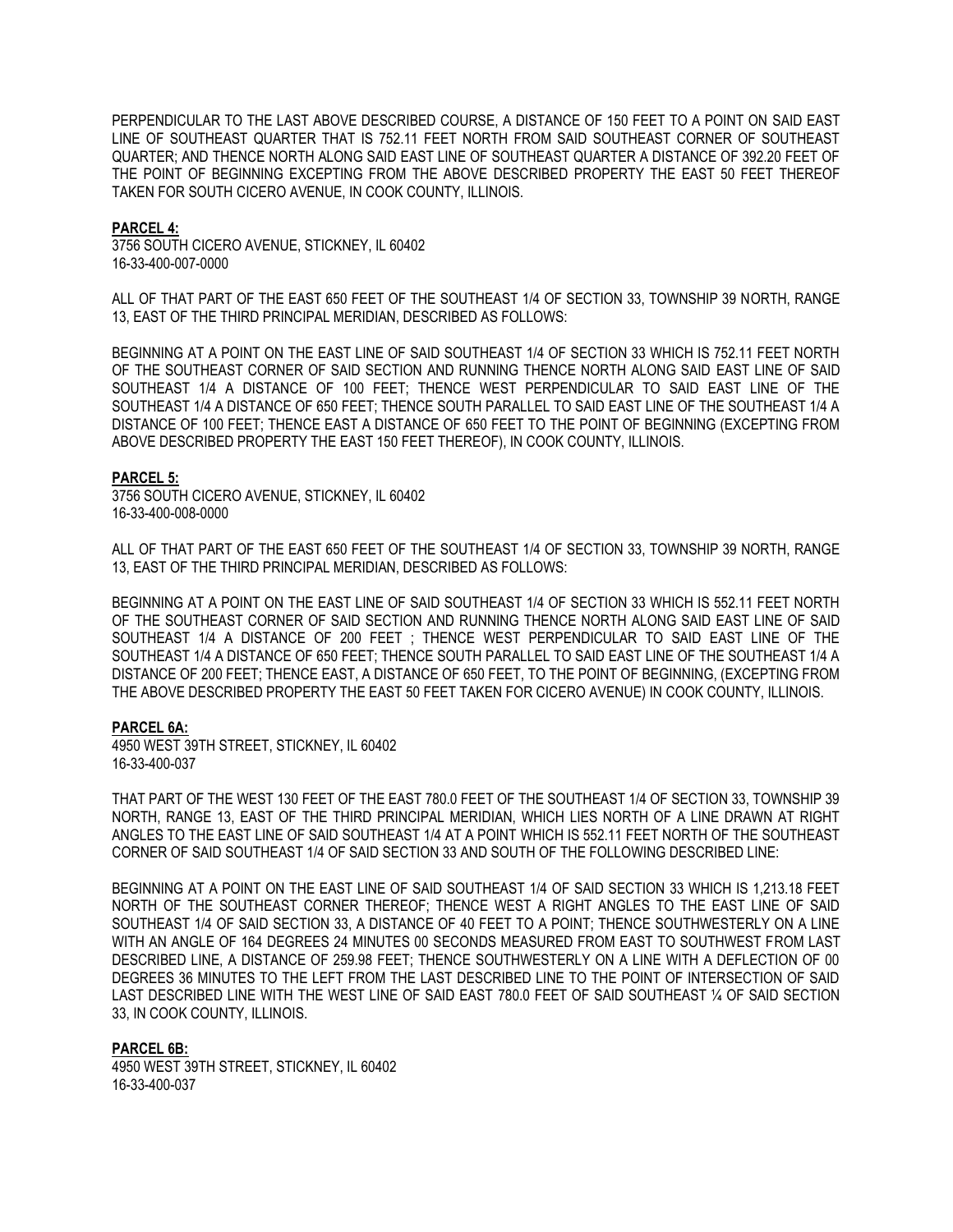PERPENDICULAR TO THE LAST ABOVE DESCRIBED COURSE, A DISTANCE OF 150 FEET TO A POINT ON SAID EAST LINE OF SOUTHEAST QUARTER THAT IS 752.11 FEET NORTH FROM SAID SOUTHEAST CORNER OF SOUTHEAST QUARTER; AND THENCE NORTH ALONG SAID EAST LINE OF SOUTHEAST QUARTER A DISTANCE OF 392.20 FEET OF THE POINT OF BEGINNING EXCEPTING FROM THE ABOVE DESCRIBED PROPERTY THE EAST 50 FEET THEREOF TAKEN FOR SOUTH CICERO AVENUE, IN COOK COUNTY, ILLINOIS.

**PARCEL 4:**
3756 SOUTH CICERO AVENUE, STICKNEY, IL 60402
16-33-400-007-0000

ALL OF THAT PART OF THE EAST 650 FEET OF THE SOUTHEAST 1/4 OF SECTION 33, TOWNSHIP 39 NORTH, RANGE 13, EAST OF THE THIRD PRINCIPAL MERIDIAN, DESCRIBED AS FOLLOWS:

BEGINNING AT A POINT ON THE EAST LINE OF SAID SOUTHEAST 1/4 OF SECTION 33 WHICH IS 752.11 FEET NORTH OF THE SOUTHEAST CORNER OF SAID SECTION AND RUNNING THENCE NORTH ALONG SAID EAST LINE OF SAID SOUTHEAST 1/4 A DISTANCE OF 100 FEET; THENCE WEST PERPENDICULAR TO SAID EAST LINE OF THE SOUTHEAST 1/4 A DISTANCE OF 650 FEET; THENCE SOUTH PARALLEL TO SAID EAST LINE OF THE SOUTHEAST 1/4 A DISTANCE OF 100 FEET; THENCE EAST A DISTANCE OF 650 FEET TO THE POINT OF BEGINNING (EXCEPTING FROM ABOVE DESCRIBED PROPERTY THE EAST 150 FEET THEREOF), IN COOK COUNTY, ILLINOIS.

**PARCEL 5:**
3756 SOUTH CICERO AVENUE, STICKNEY, IL 60402
16-33-400-008-0000

ALL OF THAT PART OF THE EAST 650 FEET OF THE SOUTHEAST 1/4 OF SECTION 33, TOWNSHIP 39 NORTH, RANGE 13, EAST OF THE THIRD PRINCIPAL MERIDIAN, DESCRIBED AS FOLLOWS:

BEGINNING AT A POINT ON THE EAST LINE OF SAID SOUTHEAST 1/4 OF SECTION 33 WHICH IS 552.11 FEET NORTH OF THE SOUTHEAST CORNER OF SAID SECTION AND RUNNING THENCE NORTH ALONG SAID EAST LINE OF SAID SOUTHEAST 1/4 A DISTANCE OF 200 FEET ; THENCE WEST PERPENDICULAR TO SAID EAST LINE OF THE SOUTHEAST 1/4 A DISTANCE OF 650 FEET; THENCE SOUTH PARALLEL TO SAID EAST LINE OF THE SOUTHEAST 1/4 A DISTANCE OF 200 FEET; THENCE EAST, A DISTANCE OF 650 FEET, TO THE POINT OF BEGINNING, (EXCEPTING FROM THE ABOVE DESCRIBED PROPERTY THE EAST 50 FEET TAKEN FOR CICERO AVENUE) IN COOK COUNTY, ILLINOIS.

**PARCEL 6A:**
4950 WEST 39TH STREET, STICKNEY, IL 60402
16-33-400-037

THAT PART OF THE WEST 130 FEET OF THE EAST 780.0 FEET OF THE SOUTHEAST 1/4 OF SECTION 33, TOWNSHIP 39 NORTH, RANGE 13, EAST OF THE THIRD PRINCIPAL MERIDIAN, WHICH LIES NORTH OF A LINE DRAWN AT RIGHT ANGLES TO THE EAST LINE OF SAID SOUTHEAST 1/4 AT A POINT WHICH IS 552.11 FEET NORTH OF THE SOUTHEAST CORNER OF SAID SOUTHEAST 1/4 OF SAID SECTION 33 AND SOUTH OF THE FOLLOWING DESCRIBED LINE:

BEGINNING AT A POINT ON THE EAST LINE OF SAID SOUTHEAST 1/4 OF SAID SECTION 33 WHICH IS 1,213.18 FEET NORTH OF THE SOUTHEAST CORNER THEREOF; THENCE WEST A RIGHT ANGLES TO THE EAST LINE OF SAID SOUTHEAST 1/4 OF SAID SECTION 33, A DISTANCE OF 40 FEET TO A POINT; THENCE SOUTHWESTERLY ON A LINE WITH AN ANGLE OF 164 DEGREES 24 MINUTES 00 SECONDS MEASURED FROM EAST TO SOUTHWEST FROM LAST DESCRIBED LINE, A DISTANCE OF 259.98 FEET; THENCE SOUTHWESTERLY ON A LINE WITH A DEFLECTION OF 00 DEGREES 36 MINUTES TO THE LEFT FROM THE LAST DESCRIBED LINE TO THE POINT OF INTERSECTION OF SAID LAST DESCRIBED LINE WITH THE WEST LINE OF SAID EAST 780.0 FEET OF SAID SOUTHEAST ¼ OF SAID SECTION 33, IN COOK COUNTY, ILLINOIS.

**PARCEL 6B:**
4950 WEST 39TH STREET, STICKNEY, IL 60402
16-33-400-037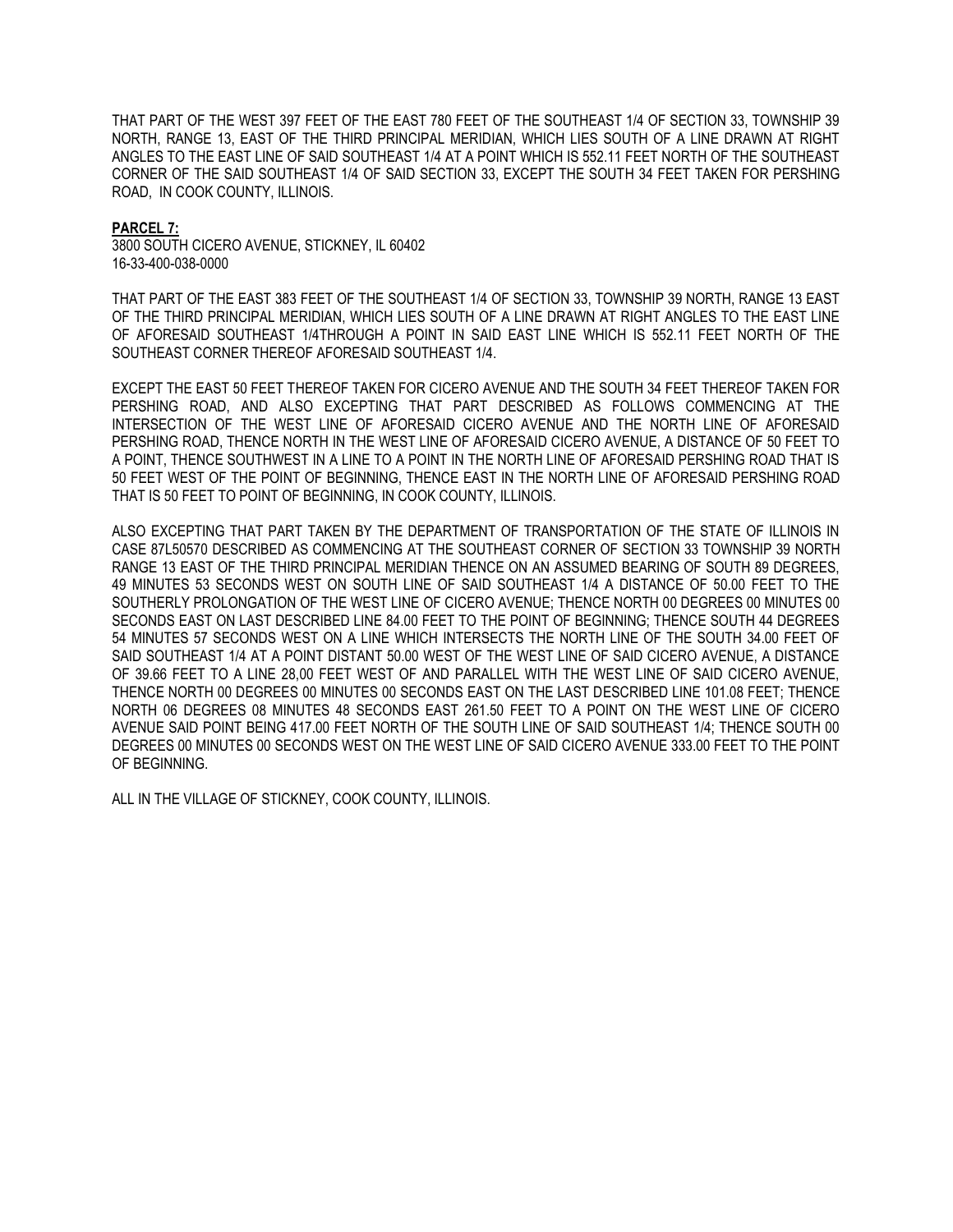THAT PART OF THE WEST 397 FEET OF THE EAST 780 FEET OF THE SOUTHEAST 1/4 OF SECTION 33, TOWNSHIP 39 NORTH, RANGE 13, EAST OF THE THIRD PRINCIPAL MERIDIAN, WHICH LIES SOUTH OF A LINE DRAWN AT RIGHT ANGLES TO THE EAST LINE OF SAID SOUTHEAST 1/4 AT A POINT WHICH IS 552.11 FEET NORTH OF THE SOUTHEAST CORNER OF THE SAID SOUTHEAST 1/4 OF SAID SECTION 33, EXCEPT THE SOUTH 34 FEET TAKEN FOR PERSHING ROAD, IN COOK COUNTY, ILLINOIS.

**PARCEL 7:**

3800 SOUTH CICERO AVENUE, STICKNEY, IL 60402
16-33-400-038-0000

THAT PART OF THE EAST 383 FEET OF THE SOUTHEAST 1/4 OF SECTION 33, TOWNSHIP 39 NORTH, RANGE 13 EAST OF THE THIRD PRINCIPAL MERIDIAN, WHICH LIES SOUTH OF A LINE DRAWN AT RIGHT ANGLES TO THE EAST LINE OF AFORESAID SOUTHEAST 1/4THROUGH A POINT IN SAID EAST LINE WHICH IS 552.11 FEET NORTH OF THE SOUTHEAST CORNER THEREOF AFORESAID SOUTHEAST 1/4.

EXCEPT THE EAST 50 FEET THEREOF TAKEN FOR CICERO AVENUE AND THE SOUTH 34 FEET THEREOF TAKEN FOR PERSHING ROAD, AND ALSO EXCEPTING THAT PART DESCRIBED AS FOLLOWS COMMENCING AT THE INTERSECTION OF THE WEST LINE OF AFORESAID CICERO AVENUE AND THE NORTH LINE OF AFORESAID PERSHING ROAD, THENCE NORTH IN THE WEST LINE OF AFORESAID CICERO AVENUE, A DISTANCE OF 50 FEET TO A POINT, THENCE SOUTHWEST IN A LINE TO A POINT IN THE NORTH LINE OF AFORESAID PERSHING ROAD THAT IS 50 FEET WEST OF THE POINT OF BEGINNING, THENCE EAST IN THE NORTH LINE OF AFORESAID PERSHING ROAD THAT IS 50 FEET TO POINT OF BEGINNING, IN COOK COUNTY, ILLINOIS.

ALSO EXCEPTING THAT PART TAKEN BY THE DEPARTMENT OF TRANSPORTATION OF THE STATE OF ILLINOIS IN CASE 87L50570 DESCRIBED AS COMMENCING AT THE SOUTHEAST CORNER OF SECTION 33 TOWNSHIP 39 NORTH RANGE 13 EAST OF THE THIRD PRINCIPAL MERIDIAN THENCE ON AN ASSUMED BEARING OF SOUTH 89 DEGREES, 49 MINUTES 53 SECONDS WEST ON SOUTH LINE OF SAID SOUTHEAST 1/4 A DISTANCE OF 50.00 FEET TO THE SOUTHERLY PROLONGATION OF THE WEST LINE OF CICERO AVENUE; THENCE NORTH 00 DEGREES 00 MINUTES 00 SECONDS EAST ON LAST DESCRIBED LINE 84.00 FEET TO THE POINT OF BEGINNING; THENCE SOUTH 44 DEGREES 54 MINUTES 57 SECONDS WEST ON A LINE WHICH INTERSECTS THE NORTH LINE OF THE SOUTH 34.00 FEET OF SAID SOUTHEAST 1/4 AT A POINT DISTANT 50.00 WEST OF THE WEST LINE OF SAID CICERO AVENUE, A DISTANCE OF 39.66 FEET TO A LINE 28,00 FEET WEST OF AND PARALLEL WITH THE WEST LINE OF SAID CICERO AVENUE, THENCE NORTH 00 DEGREES 00 MINUTES 00 SECONDS EAST ON THE LAST DESCRIBED LINE 101.08 FEET; THENCE NORTH 06 DEGREES 08 MINUTES 48 SECONDS EAST 261.50 FEET TO A POINT ON THE WEST LINE OF CICERO AVENUE SAID POINT BEING 417.00 FEET NORTH OF THE SOUTH LINE OF SAID SOUTHEAST 1/4; THENCE SOUTH 00 DEGREES 00 MINUTES 00 SECONDS WEST ON THE WEST LINE OF SAID CICERO AVENUE 333.00 FEET TO THE POINT OF BEGINNING.

ALL IN THE VILLAGE OF STICKNEY, COOK COUNTY, ILLINOIS.